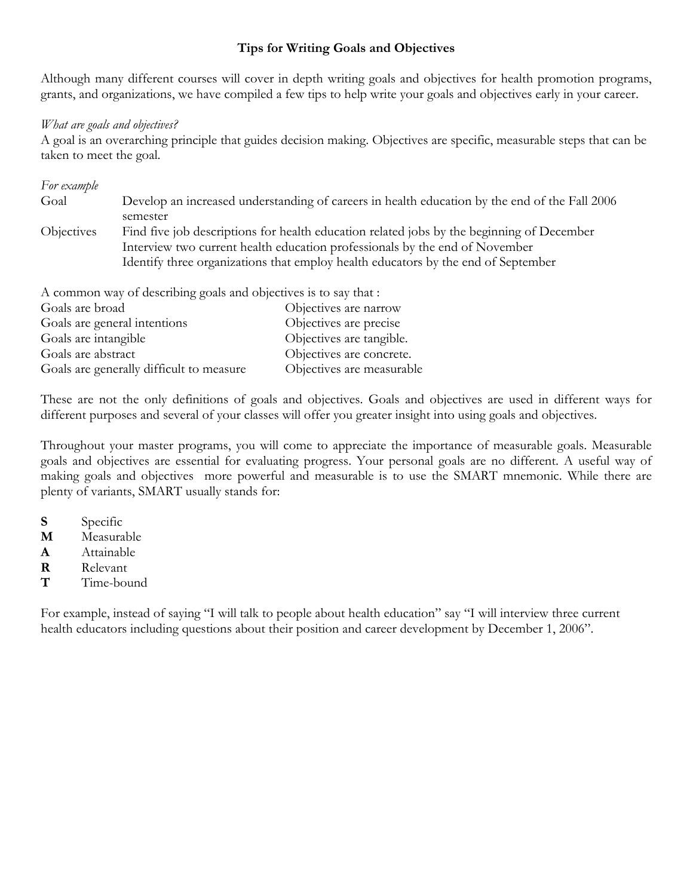## Tips for Writing Goals and Objectives

Although many different courses will cover in depth writing goals and objectives for health promotion programs, grants, and organizations, we have compiled a few tips to help write your goals and objectives early in your career.

*What are goals and objectives?*

A goal is an overarching principle that guides decision making. Objectives are specific, measurable steps that can be taken to meet the goal.

*For example*

| | |
|---|---|
| Goal | Develop an increased understanding of careers in health education by the end of the Fall 2006 semester |
| Objectives | Find five job descriptions for health education related jobs by the beginning of December<br>Interview two current health education professionals by the end of November<br>Identify three organizations that employ health educators by the end of September |

A common way of describing goals and objectives is to say that :

| | |
|---|---|
| Goals are broad | Objectives are narrow |
| Goals are general intentions | Objectives are precise |
| Goals are intangible | Objectives are tangible. |
| Goals are abstract | Objectives are concrete. |
| Goals are generally difficult to measure | Objectives are measurable |

These are not the only definitions of goals and objectives. Goals and objectives are used in different ways for different purposes and several of your classes will offer you greater insight into using goals and objectives.

Throughout your master programs, you will come to appreciate the importance of measurable goals. Measurable goals and objectives are essential for evaluating progress. Your personal goals are no different. A useful way of making goals and objectives more powerful and measurable is to use the SMART mnemonic. While there are plenty of variants, SMART usually stands for:

- **S** Specific
- **M** Measurable
- **A** Attainable
- **R** Relevant
- **T** Time-bound

For example, instead of saying "I will talk to people about health education" say "I will interview three current health educators including questions about their position and career development by December 1, 2006".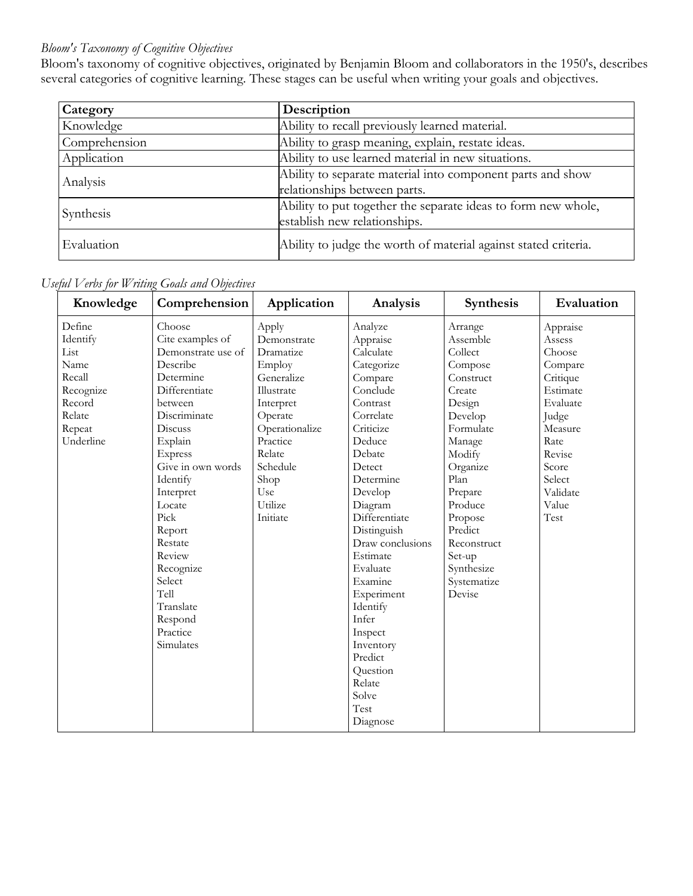*Bloom's Taxonomy of Cognitive Objectives*

Bloom's taxonomy of cognitive objectives, originated by Benjamin Bloom and collaborators in the 1950's, describes several categories of cognitive learning. These stages can be useful when writing your goals and objectives.

| Category | Description |
|---|---|
| Knowledge | Ability to recall previously learned material. |
| Comprehension | Ability to grasp meaning, explain, restate ideas. |
| Application | Ability to use learned material in new situations. |
| Analysis | Ability to separate material into component parts and show relationships between parts. |
| Synthesis | Ability to put together the separate ideas to form new whole, establish new relationships. |
| Evaluation | Ability to judge the worth of material against stated criteria. |

*Useful Verbs for Writing Goals and Objectives*

| Knowledge | Comprehension | Application | Analysis | Synthesis | Evaluation |
|---|---|---|---|---|---|
| Define | Choose | Apply | Analyze | Arrange | Appraise |
| Identify | Cite examples of | Demonstrate | Appraise | Assemble | Assess |
| List | Demonstrate use of | Dramatize | Calculate | Collect | Choose |
| Name | Describe | Employ | Categorize | Compose | Compare |
| Recall | Determine | Generalize | Compare | Construct | Critique |
| Recognize | Differentiate between | Illustrate | Conclude | Create | Estimate |
| Record | Discriminate | Interpret | Contrast | Design | Evaluate |
| Relate | Discuss | Operate | Correlate | Develop | Judge |
| Repeat | Explain | Operationalize | Criticize | Formulate | Measure |
| Underline | Express | Practice | Deduce | Manage | Rate |
| | Give in own words | Relate | Debate | Modify | Revise |
| | Identify | Schedule | Detect | Organize | Score |
| | Interpret | Shop | Determine | Plan | Select |
| | Locate | Use | Develop | Prepare | Validate |
| | Pick | Utilize | Diagram | Produce | Value |
| | Report | Initiate | Differentiate | Propose | Test |
| | Restate | | Distinguish | Predict | |
| | Review | | Draw conclusions | Reconstruct | |
| | Recognize | | Estimate | Set-up | |
| | Select | | Evaluate | Synthesize | |
| | Tell | | Examine | Systematize | |
| | Translate | | Experiment | Devise | |
| | Respond | | Identify | | |
| | Practice | | Infer | | |
| | Simulates | | Inspect | | |
| | | | Inventory | | |
| | | | Predict | | |
| | | | Question | | |
| | | | Relate | | |
| | | | Solve | | |
| | | | Test | | |
| | | | Diagnose | | |